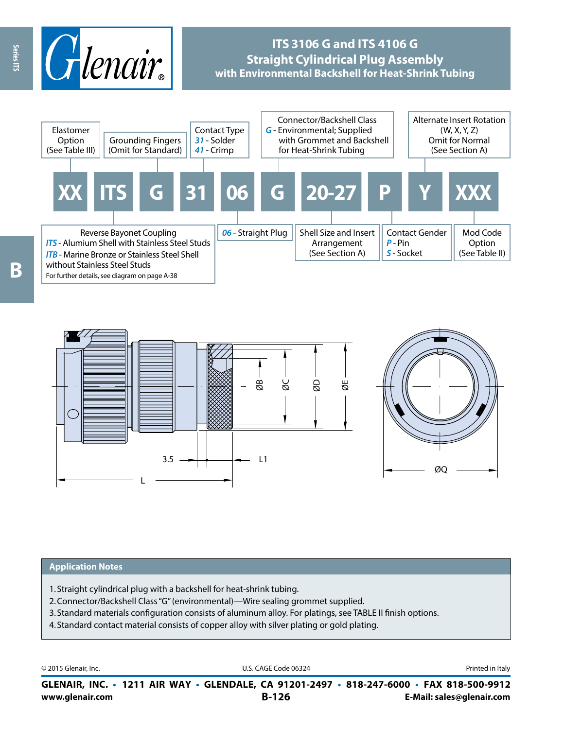# ITS 3106 G and ITS 4106 G
## Straight Cylindrical Plug Assembly
### with Environmental Backshell for Heat-Shrink Tubing

| XX | ITS | G | 31 | 06 | G | 20-27 | P | Y | XXX |
|---|---|---|---|---|---|---|---|---|---|

- **XX** – Elastomer Option (See Table III)
- **ITS** – Reverse Bayonet Coupling
  - *ITS* - Alumium Shell with Stainless Steel Studs
  - *ITB* - Marine Bronze or Stainless Steel Shell without Stainless Steel Studs
  - For further details, see diagram on page A-38
- **G** – Grounding Fingers (Omit for Standard)
- **31** – Contact Type
  - *31* - Solder
  - *41* - Crimp
- **06** – *06* - Straight Plug
- **G** – Connector/Backshell Class
  - *G* - Environmental; Supplied with Grommet and Backshell for Heat-Shrink Tubing
- **20-27** – Shell Size and Insert Arrangement (See Section A)
- **P** – Contact Gender
  - *P* - Pin
  - *S* - Socket
- **Y** – Alternate Insert Rotation (W, X, Y, Z) Omit for Normal (See Section A)
- **XXX** – Mod Code Option (See Table II)

ØB ØC ØD ØE

3.5 L1

L

ØQ

## Application Notes

1. Straight cylindrical plug with a backshell for heat-shrink tubing.
2. Connector/Backshell Class "G" (environmental)—Wire sealing grommet supplied.
3. Standard materials configuration consists of aluminum alloy. For platings, see TABLE II finish options.
4. Standard contact material consists of copper alloy with silver plating or gold plating.

© 2015 Glenair, Inc. U.S. CAGE Code 06324 Printed in Italy

**GLENAIR, INC. • 1211 AIR WAY • GLENDALE, CA 91201-2497 • 818-247-6000 • FAX 818-500-9912**
**www.glenair.com** **B-126** **E-Mail: sales@glenair.com**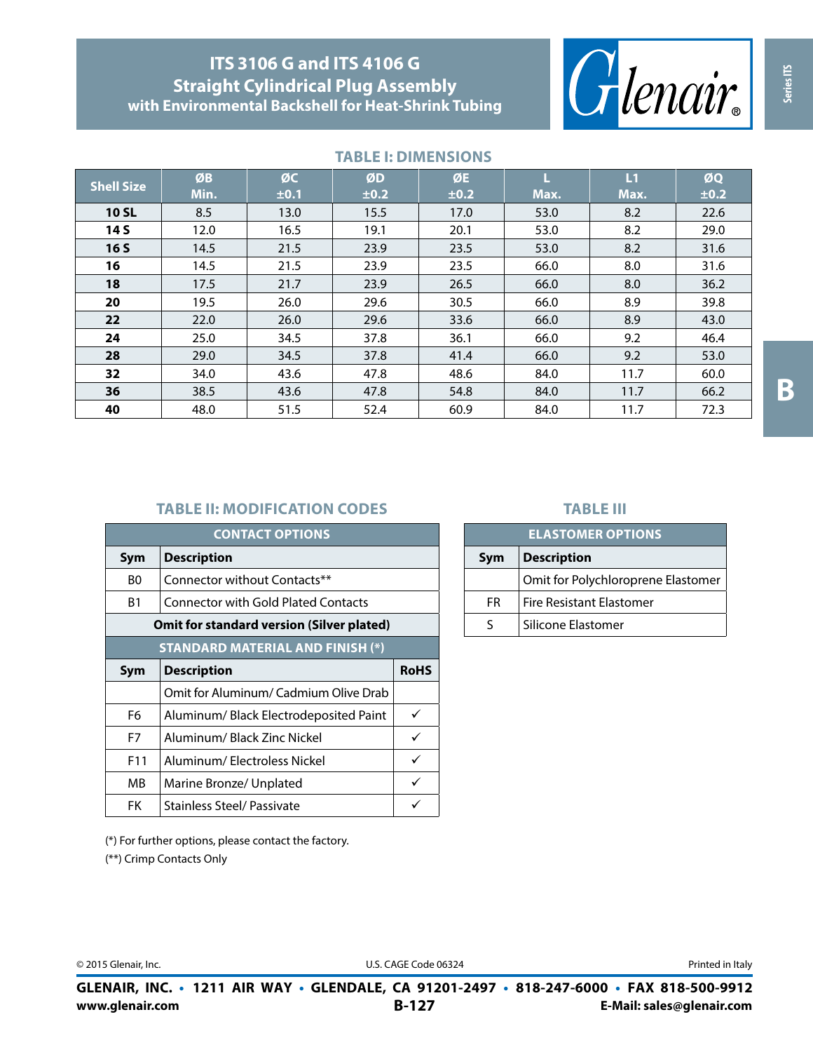# ITS 3106 G and ITS 4106 G
## Straight Cylindrical Plug Assembly
### with Environmental Backshell for Heat-Shrink Tubing

## TABLE I: DIMENSIONS

| Shell Size | ØB Min. | ØC ±0.1 | ØD ±0.2 | ØE ±0.2 | L Max. | L1 Max. | ØQ ±0.2 |
|---|---|---|---|---|---|---|---|
| **10 SL** | 8.5 | 13.0 | 15.5 | 17.0 | 53.0 | 8.2 | 22.6 |
| **14 S** | 12.0 | 16.5 | 19.1 | 20.1 | 53.0 | 8.2 | 29.0 |
| **16 S** | 14.5 | 21.5 | 23.9 | 23.5 | 53.0 | 8.2 | 31.6 |
| **16** | 14.5 | 21.5 | 23.9 | 23.5 | 66.0 | 8.0 | 31.6 |
| **18** | 17.5 | 21.7 | 23.9 | 26.5 | 66.0 | 8.0 | 36.2 |
| **20** | 19.5 | 26.0 | 29.6 | 30.5 | 66.0 | 8.9 | 39.8 |
| **22** | 22.0 | 26.0 | 29.6 | 33.6 | 66.0 | 8.9 | 43.0 |
| **24** | 25.0 | 34.5 | 37.8 | 36.1 | 66.0 | 9.2 | 46.4 |
| **28** | 29.0 | 34.5 | 37.8 | 41.4 | 66.0 | 9.2 | 53.0 |
| **32** | 34.0 | 43.6 | 47.8 | 48.6 | 84.0 | 11.7 | 60.0 |
| **36** | 38.5 | 43.6 | 47.8 | 54.8 | 84.0 | 11.7 | 66.2 |
| **40** | 48.0 | 51.5 | 52.4 | 60.9 | 84.0 | 11.7 | 72.3 |

## TABLE II: MODIFICATION CODES

| CONTACT OPTIONS | |
|---|---|
| **Sym** | **Description** |
| B0 | Connector without Contacts** |
| B1 | Connector with Gold Plated Contacts |
| **Omit for standard version (Silver plated)** | |

| STANDARD MATERIAL AND FINISH (*) | | |
|---|---|---|
| **Sym** | **Description** | **RoHS** |
| | Omit for Aluminum/ Cadmium Olive Drab | |
| F6 | Aluminum/ Black Electrodeposited Paint | ✓ |
| F7 | Aluminum/ Black Zinc Nickel | ✓ |
| F11 | Aluminum/ Electroless Nickel | ✓ |
| MB | Marine Bronze/ Unplated | ✓ |
| FK | Stainless Steel/ Passivate | ✓ |

(*) For further options, please contact the factory.

(**) Crimp Contacts Only

## TABLE III

| ELASTOMER OPTIONS | |
|---|---|
| **Sym** | **Description** |
| | Omit for Polychloroprene Elastomer |
| FR | Fire Resistant Elastomer |
| S | Silicone Elastomer |